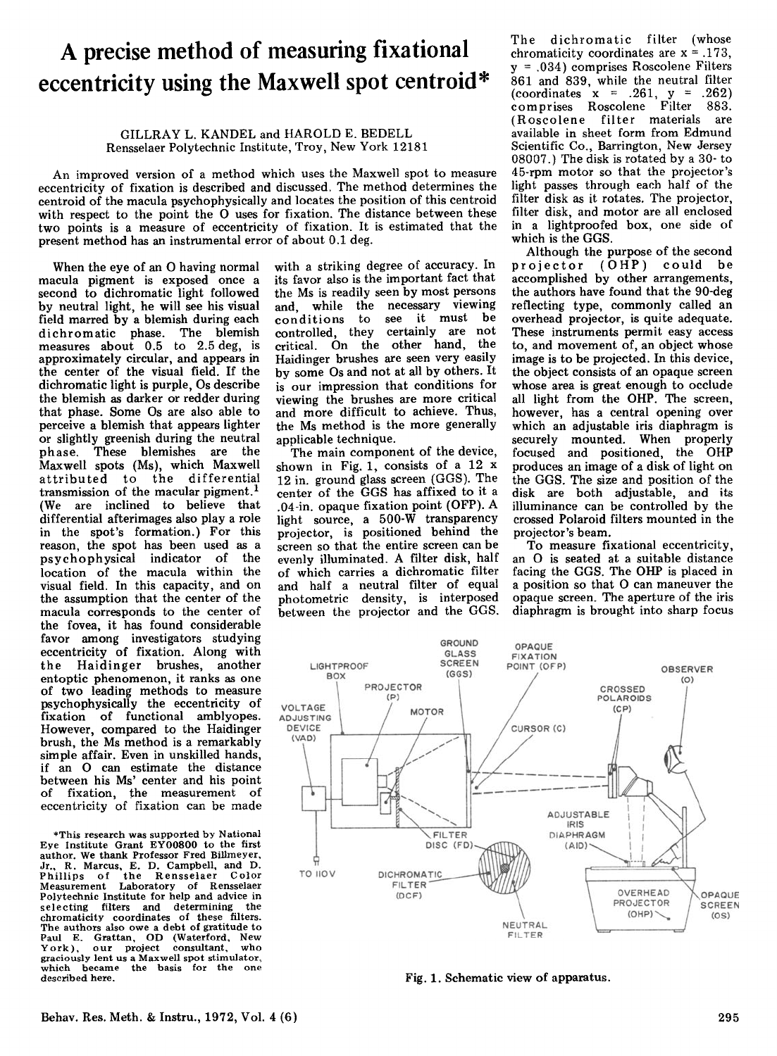# A precise method of measuring fixational eccentricity using the Maxwell spot centroid*

GILLRAY L. KANDEL and HAROLD E. BEDELL
Rensselaer Polytechnic Institute, Troy, New York 12181

An improved version of a method which uses the Maxwell spot to measure eccentricity of fixation is described and discussed. The method determines the centroid of the macula psychophysically and locates the position of this centroid with respect to the point the O uses for fixation. The distance between these two points is a measure of eccentricity of fixation. It is estimated that the present method has an instrumental error of about 0.1 deg.

When the eye of an O having normal macula pigment is exposed once a second to dichromatic light followed by neutral light, he will see his visual field marred by a blemish during each dichromatic phase. The blemish measures about 0.5 to 2.5 deg, is approximately circular, and appears in the center of the visual field. If the dichromatic light is purple, Os describe the blemish as darker or redder during that phase. Some Os are also able to perceive a blemish that appears lighter or slightly greenish during the neutral phase. These blemishes are the Maxwell spots (Ms), which Maxwell attributed to the differential transmission of the macular pigment.[1] (We are inclined to believe that differential afterimages also play a role in the spot's formation.) For this reason, the spot has been used as a psychophysical indicator of the location of the macula within the visual field. In this capacity, and on the assumption that the center of the macula corresponds to the center of the fovea, it has found considerable favor among investigators studying eccentricity of fixation. Along with the Haidinger brushes, another entoptic phenomenon, it ranks as one of two leading methods to measure psychophysically the eccentricity of fixation of functional amblyopes. However, compared to the Haidinger brush, the Ms method is a remarkably simple affair. Even in unskilled hands, if an O can estimate the distance between his Ms' center and his point of fixation, the measurement of eccentricity of fixation can be made with a striking degree of accuracy. In its favor also is the important fact that the Ms is readily seen by most persons and, while the necessary viewing conditions to see it must be controlled, they certainly are not critical. On the other hand, the Haidinger brushes are seen very easily by some Os and not at all by others. It is our impression that conditions for viewing the brushes are more critical and more difficult to achieve. Thus, the Ms method is the more generally applicable technique.

The main component of the device, shown in Fig. 1, consists of a 12 x 12 in. ground glass screen (GGS). The center of the GGS has affixed to it a .04-in. opaque fixation point (OFP). A light source, a 500-W transparency projector, is positioned behind the screen so that the entire screen can be evenly illuminated. A filter disk, half of which carries a dichromatic filter and half a neutral filter of equal photometric density, is interposed between the projector and the GGS. The dichromatic filter (whose chromaticity coordinates are x = .173, y = .034) comprises Roscolene Filters 861 and 839, while the neutral filter (coordinates x = .261, y = .262) comprises Roscolene Filter 883. (Roscolene filter materials are available in sheet form from Edmund Scientific Co., Barrington, New Jersey 08007.) The disk is rotated by a 30- to 45-rpm motor so that the projector's light passes through each half of the filter disk as it rotates. The projector, filter disk, and motor are all enclosed in a lightproofed box, one side of which is the GGS.

Although the purpose of the second projector (OHP) could be accomplished by other arrangements, the authors have found that the 90-deg reflecting type, commonly called an overhead projector, is quite adequate. These instruments permit easy access to, and movement of, an object whose image is to be projected. In this device, the object consists of an opaque screen whose area is great enough to occlude all light from the OHP. The screen, however, has a central opening over which an adjustable iris diaphragm is securely mounted. When properly focused and positioned, the OHP produces an image of a disk of light on the GGS. The size and position of the disk are both adjustable, and its illuminance can be controlled by the crossed Polaroid filters mounted in the projector's beam.

To measure fixational eccentricity, an O is seated at a suitable distance facing the GGS. The OHP is placed in a position so that O can maneuver the opaque screen. The aperture of the iris diaphragm is brought into sharp focus

Fig. 1. Schematic view of apparatus.

*This research was supported by National Eye Institute Grant EY00800 to the first author. We thank Professor Fred Billmeyer, Jr., R. Marcus, E. D. Campbell, and D. Phillips of the Rensselaer Color Measurement Laboratory of Rensselaer Polytechnic Institute for help and advice in selecting filters and determining the chromaticity coordinates of these filters. The authors also owe a debt of gratitude to Paul E. Grattan, OD (Waterford, New York), our project consultant, who graciously lent us a Maxwell spot stimulator, which became the basis for the one described here.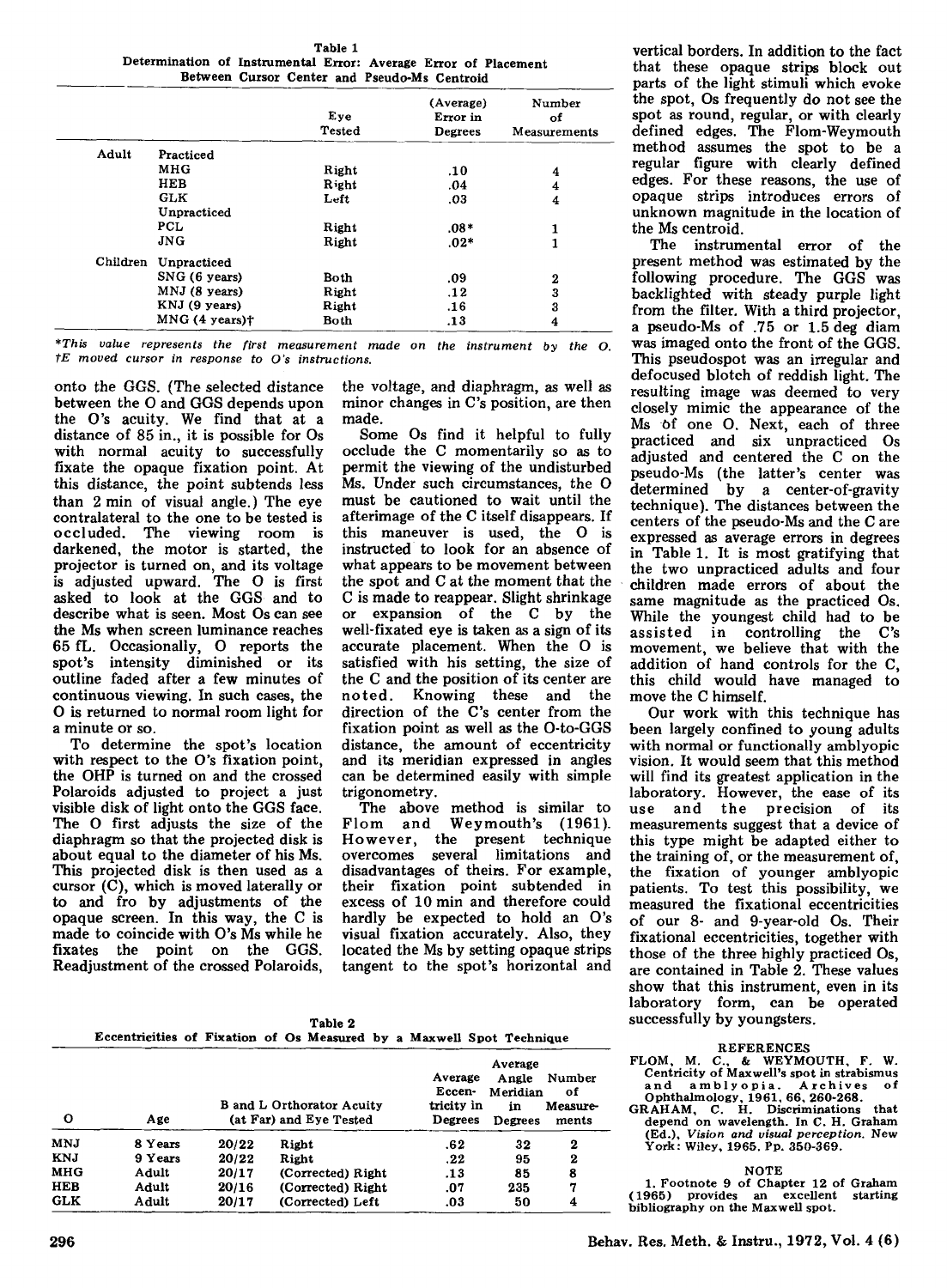Table 1
Determination of Instrumental Error: Average Error of Placement Between Cursor Center and Pseudo-Ms Centroid

| | | Eye Tested | (Average) Error in Degrees | Number of Measurements |
|---|---|---|---|---|
| Adult | Practiced | | | |
| | MHG | Right | .10 | 4 |
| | HEB | Right | .04 | 4 |
| | GLK | Left | .03 | 4 |
| | Unpracticed | | | |
| | PCL | Right | .08* | 1 |
| | JNG | Right | .02* | 1 |
| Children | Unpracticed | | | |
| | SNG (6 years) | Both | .09 | 2 |
| | MNJ (8 years) | Right | .12 | 3 |
| | KNJ (9 years) | Right | .16 | 3 |
| | MNG (4 years)† | Both | .13 | 4 |

*This value represents the first measurement made on the instrument by the O.
†E moved cursor in response to O's instructions.

onto the GGS. (The selected distance between the O and GGS depends upon the O's acuity. We find that at a distance of 85 in., it is possible for Os with normal acuity to successfully fixate the opaque fixation point. At this distance, the point subtends less than 2 min of visual angle.) The eye contralateral to the one to be tested is occluded. The viewing room is darkened, the motor is started, the projector is turned on, and its voltage is adjusted upward. The O is first asked to look at the GGS and to describe what is seen. Most Os can see the Ms when screen luminance reaches 65 fL. Occasionally, O reports the spot's intensity diminished or its outline faded after a few minutes of continuous viewing. In such cases, the O is returned to normal room light for a minute or so.

To determine the spot's location with respect to the O's fixation point, the OHP is turned on and the crossed Polaroids adjusted to project a just visible disk of light onto the GGS face. The O first adjusts the size of the diaphragm so that the projected disk is about equal to the diameter of his Ms. This projected disk is then used as a cursor (C), which is moved laterally or to and fro by adjustments of the opaque screen. In this way, the C is made to coincide with O's Ms while he fixates the point on the GGS. Readjustment of the crossed Polaroids, the voltage, and diaphragm, as well as minor changes in C's position, are then made.

Some Os find it helpful to fully occlude the C momentarily so as to permit the viewing of the undisturbed Ms. Under such circumstances, the O must be cautioned to wait until the afterimage of the C itself disappears. If this maneuver is used, the O is instructed to look for an absence of what appears to be movement between the spot and C at the moment that the C is made to reappear. Slight shrinkage or expansion of the C by the well-fixated eye is taken as a sign of its accurate placement. When the O is satisfied with his setting, the size of the C and the position of its center are noted. Knowing these and the direction of the C's center from the fixation point as well as the O-to-GGS distance, the amount of eccentricity and its meridian expressed in angles can be determined easily with simple trigonometry.

The above method is similar to Flom and Weymouth's (1961). However, the present technique overcomes several limitations and disadvantages of theirs. For example, their fixation point subtended in excess of 10 min and therefore could hardly be expected to hold an O's visual fixation accurately. Also, they located the Ms by setting opaque strips tangent to the spot's horizontal and vertical borders. In addition to the fact that these opaque strips block out parts of the light stimuli which evoke the spot, Os frequently do not see the spot as round, regular, or with clearly defined edges. The Flom-Weymouth method assumes the spot to be a regular figure with clearly defined edges. For these reasons, the use of opaque strips introduces errors of unknown magnitude in the location of the Ms centroid.

The instrumental error of the present method was estimated by the following procedure. The GGS was backlighted with steady purple light from the filter. With a third projector, a pseudo-Ms of .75 or 1.5 deg diam was imaged onto the front of the GGS. This pseudospot was an irregular and defocused blotch of reddish light. The resulting image was deemed to very closely mimic the appearance of the Ms of one O. Next, each of three practiced and six unpracticed Os adjusted and centered the C on the pseudo-Ms (the latter's center was determined by a center-of-gravity technique). The distances between the centers of the pseudo-Ms and the C are expressed as average errors in degrees in Table 1. It is most gratifying that the two unpracticed adults and four children made errors of about the same magnitude as the practiced Os. While the youngest child had to be assisted in controlling the C's movement, we believe that with the addition of hand controls for the C, this child would have managed to move the C himself.

Our work with this technique has been largely confined to young adults with normal or functionally amblyopic vision. It would seem that this method will find its greatest application in the laboratory. However, the ease of its use and the precision of its measurements suggest that a device of this type might be adapted either to the training of, or the measurement of, the fixation of younger amblyopic patients. To test this possibility, we measured the fixational eccentricities of our 8- and 9-year-old Os. Their fixational eccentricities, together with those of the three highly practiced Os, are contained in Table 2. These values show that this instrument, even in its laboratory form, can be operated successfully by youngsters.

Table 2
Eccentricities of Fixation of Os Measured by a Maxwell Spot Technique

| O | Age | B and L Orthorator Acuity (at Far) and Eye Tested | | Average Eccentricity in Degrees | Average Angle Meridian in Degrees | Number of Measurements |
|---|---|---|---|---|---|---|
| MNJ | 8 Years | 20/22 | Right | .62 | 32 | 2 |
| KNJ | 9 Years | 20/22 | Right | .22 | 95 | 2 |
| MHG | Adult | 20/17 | (Corrected) Right | .13 | 85 | 8 |
| HEB | Adult | 20/16 | (Corrected) Right | .07 | 235 | 7 |
| GLK | Adult | 20/17 | (Corrected) Left | .03 | 50 | 4 |

## REFERENCES

FLOM, M. C., & WEYMOUTH, F. W. Centricity of Maxwell's spot in strabismus and amblyopia. Archives of Ophthalmology, 1961, 66, 260-268.

GRAHAM, C. H. Discriminations that depend on wavelength. In C. H. Graham (Ed.), *Vision and visual perception*. New York: Wiley, 1965. Pp. 350-369.

## NOTE

1. Footnote 9 of Chapter 12 of Graham (1965) provides an excellent starting bibliography on the Maxwell spot.